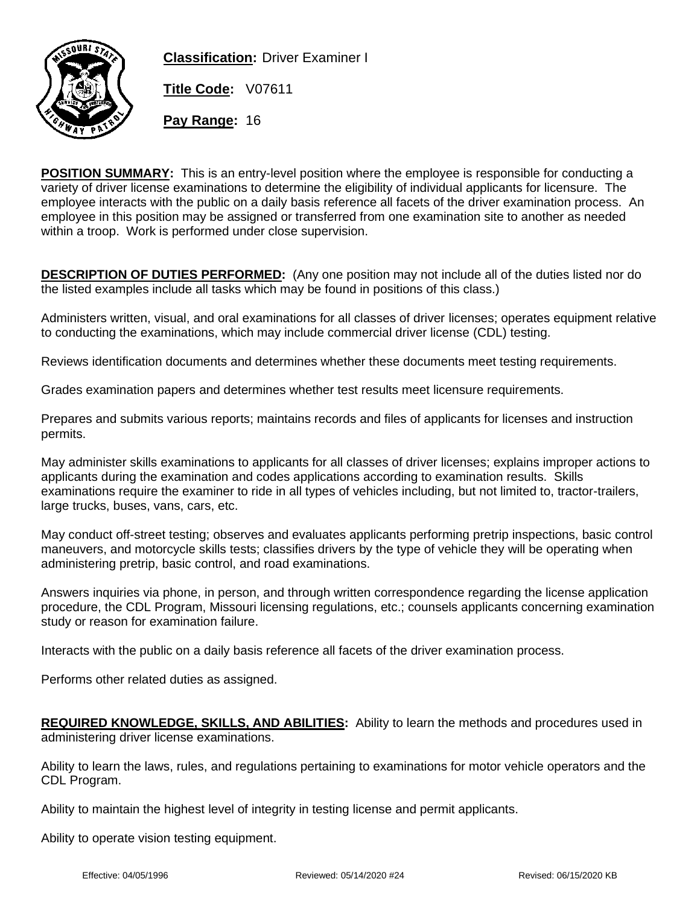**Classification:** Driver Examiner I

**Title Code:** V07611

**Pay Range:** 16

**POSITION SUMMARY:** This is an entry-level position where the employee is responsible for conducting a variety of driver license examinations to determine the eligibility of individual applicants for licensure. The employee interacts with the public on a daily basis reference all facets of the driver examination process. An employee in this position may be assigned or transferred from one examination site to another as needed within a troop. Work is performed under close supervision.

**DESCRIPTION OF DUTIES PERFORMED:** (Any one position may not include all of the duties listed nor do the listed examples include all tasks which may be found in positions of this class.)

Administers written, visual, and oral examinations for all classes of driver licenses; operates equipment relative to conducting the examinations, which may include commercial driver license (CDL) testing.

Reviews identification documents and determines whether these documents meet testing requirements.

Grades examination papers and determines whether test results meet licensure requirements.

Prepares and submits various reports; maintains records and files of applicants for licenses and instruction permits.

May administer skills examinations to applicants for all classes of driver licenses; explains improper actions to applicants during the examination and codes applications according to examination results. Skills examinations require the examiner to ride in all types of vehicles including, but not limited to, tractor-trailers, large trucks, buses, vans, cars, etc.

May conduct off-street testing; observes and evaluates applicants performing pretrip inspections, basic control maneuvers, and motorcycle skills tests; classifies drivers by the type of vehicle they will be operating when administering pretrip, basic control, and road examinations.

Answers inquiries via phone, in person, and through written correspondence regarding the license application procedure, the CDL Program, Missouri licensing regulations, etc.; counsels applicants concerning examination study or reason for examination failure.

Interacts with the public on a daily basis reference all facets of the driver examination process.

Performs other related duties as assigned.

**REQUIRED KNOWLEDGE, SKILLS, AND ABILITIES:** Ability to learn the methods and procedures used in administering driver license examinations.

Ability to learn the laws, rules, and regulations pertaining to examinations for motor vehicle operators and the CDL Program.

Ability to maintain the highest level of integrity in testing license and permit applicants.

Ability to operate vision testing equipment.

Effective: 04/05/1996 Reviewed: 05/14/2020 #24 Revised: 06/15/2020 KB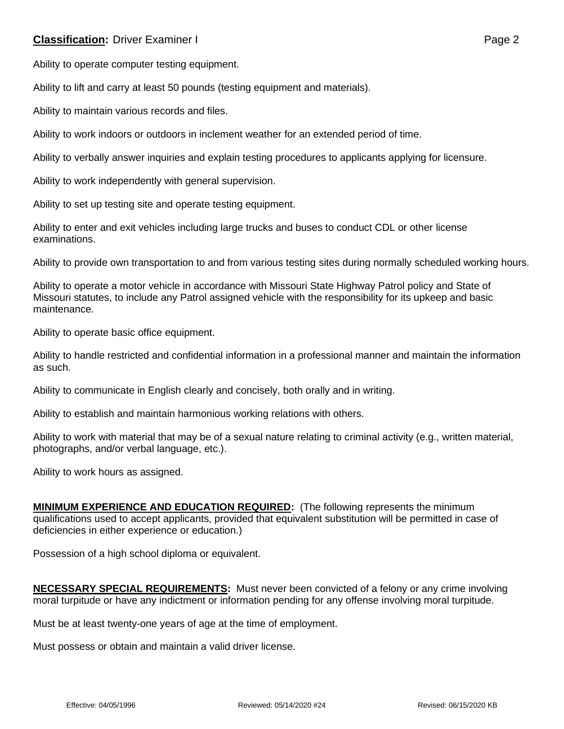Ability to operate computer testing equipment.

Ability to lift and carry at least 50 pounds (testing equipment and materials).

Ability to maintain various records and files.

Ability to work indoors or outdoors in inclement weather for an extended period of time.

Ability to verbally answer inquiries and explain testing procedures to applicants applying for licensure.

Ability to work independently with general supervision.

Ability to set up testing site and operate testing equipment.

Ability to enter and exit vehicles including large trucks and buses to conduct CDL or other license examinations.

Ability to provide own transportation to and from various testing sites during normally scheduled working hours.

Ability to operate a motor vehicle in accordance with Missouri State Highway Patrol policy and State of Missouri statutes, to include any Patrol assigned vehicle with the responsibility for its upkeep and basic maintenance.

Ability to operate basic office equipment.

Ability to handle restricted and confidential information in a professional manner and maintain the information as such.

Ability to communicate in English clearly and concisely, both orally and in writing.

Ability to establish and maintain harmonious working relations with others.

Ability to work with material that may be of a sexual nature relating to criminal activity (e.g., written material, photographs, and/or verbal language, etc.).

Ability to work hours as assigned.

**MINIMUM EXPERIENCE AND EDUCATION REQUIRED:** (The following represents the minimum qualifications used to accept applicants, provided that equivalent substitution will be permitted in case of deficiencies in either experience or education.)

Possession of a high school diploma or equivalent.

**NECESSARY SPECIAL REQUIREMENTS:** Must never been convicted of a felony or any crime involving moral turpitude or have any indictment or information pending for any offense involving moral turpitude.

Must be at least twenty-one years of age at the time of employment.

Must possess or obtain and maintain a valid driver license.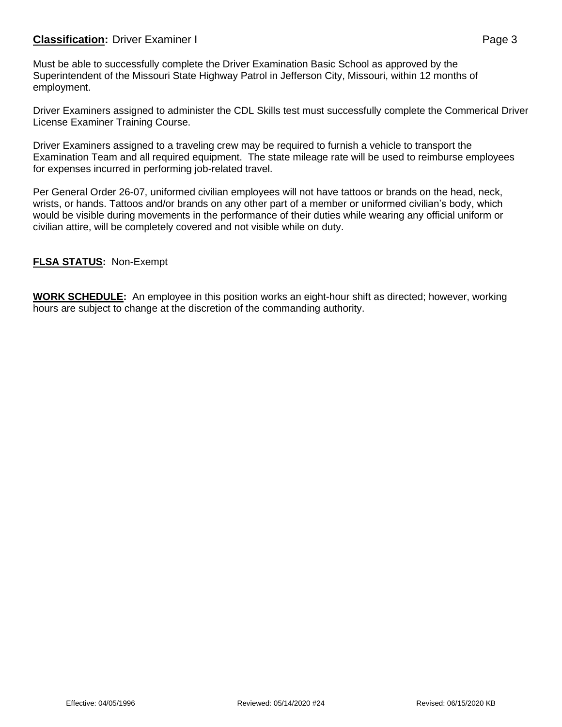Must be able to successfully complete the Driver Examination Basic School as approved by the Superintendent of the Missouri State Highway Patrol in Jefferson City, Missouri, within 12 months of employment.

Driver Examiners assigned to administer the CDL Skills test must successfully complete the Commerical Driver License Examiner Training Course.

Driver Examiners assigned to a traveling crew may be required to furnish a vehicle to transport the Examination Team and all required equipment. The state mileage rate will be used to reimburse employees for expenses incurred in performing job-related travel.

Per General Order 26-07, uniformed civilian employees will not have tattoos or brands on the head, neck, wrists, or hands. Tattoos and/or brands on any other part of a member or uniformed civilian's body, which would be visible during movements in the performance of their duties while wearing any official uniform or civilian attire, will be completely covered and not visible while on duty.

**FLSA STATUS:** Non-Exempt

**WORK SCHEDULE:** An employee in this position works an eight-hour shift as directed; however, working hours are subject to change at the discretion of the commanding authority.

Effective: 04/05/1996 Reviewed: 05/14/2020 #24 Revised: 06/15/2020 KB